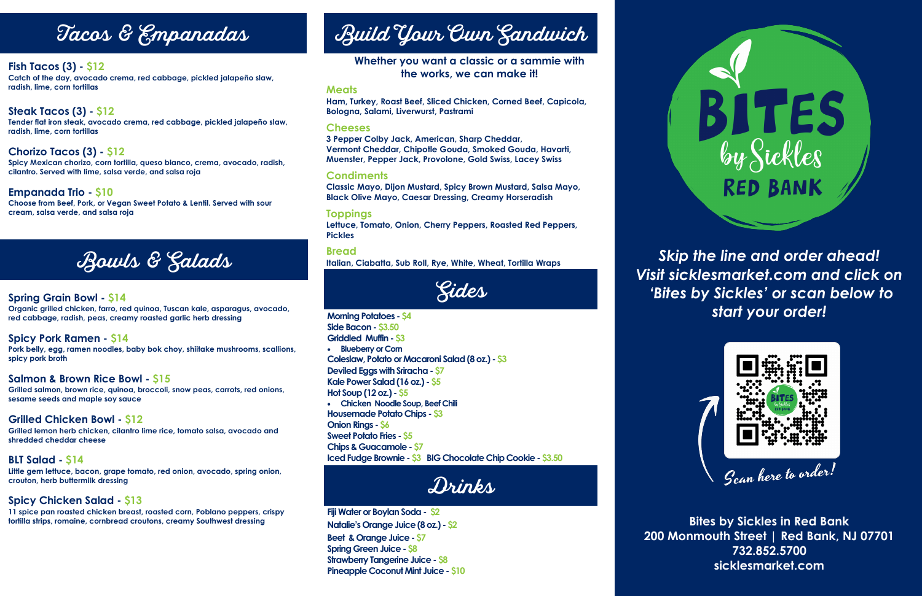## Tacos & Empanadas

**Fish Tacos (3) - $12**
Catch of the day, avocado crema, red cabbage, pickled jalapeño slaw, radish, lime, corn tortillas

**Steak Tacos (3) - $12**
Tender flat iron steak, avocado crema, red cabbage, pickled jalapeño slaw, radish, lime, corn tortillas

**Chorizo Tacos (3) - $12**
Spicy Mexican chorizo, corn tortilla, queso blanco, crema, avocado, radish, cilantro. Served with lime, salsa verde, and salsa roja

**Empanada Trio - $10**
Choose from Beef, Pork, or Vegan Sweet Potato & Lentil. Served with sour cream, salsa verde, and salsa roja

## Bowls & Salads

**Spring Grain Bowl - $14**
Organic grilled chicken, farro, red quinoa, Tuscan kale, asparagus, avocado, red cabbage, radish, peas, creamy roasted garlic herb dressing

**Spicy Pork Ramen - $14**
Pork belly, egg, ramen noodles, baby bok choy, shiitake mushrooms, scallions, spicy pork broth

**Salmon & Brown Rice Bowl - $15**
Grilled salmon, brown rice, quinoa, broccoli, snow peas, carrots, red onions, sesame seeds and maple soy sauce

**Grilled Chicken Bowl - $12**
Grilled lemon herb chicken, cilantro lime rice, tomato salsa, avocado and shredded cheddar cheese

**BLT Salad - $14**
Little gem lettuce, bacon, grape tomato, red onion, avocado, spring onion, crouton, herb buttermilk dressing

**Spicy Chicken Salad - $13**
11 spice pan roasted chicken breast, roasted corn, Poblano peppers, crispy tortilla strips, romaine, cornbread croutons, creamy Southwest dressing

## Build Your Own Sandwich

**Whether you want a classic or a sammie with the works, we can make it!**

### Meats
Ham, Turkey, Roast Beef, Sliced Chicken, Corned Beef, Capicola, Bologna, Salami, Liverwurst, Pastrami

### Cheeses
3 Pepper Colby Jack, American, Sharp Cheddar, Vermont Cheddar, Chipotle Gouda, Smoked Gouda, Havarti, Muenster, Pepper Jack, Provolone, Gold Swiss, Lacey Swiss

### Condiments
Classic Mayo, Dijon Mustard, Spicy Brown Mustard, Salsa Mayo, Black Olive Mayo, Caesar Dressing, Creamy Horseradish

### Toppings
Lettuce, Tomato, Onion, Cherry Peppers, Roasted Red Peppers, Pickles

### Bread
Italian, Ciabatta, Sub Roll, Rye, White, Wheat, Tortilla Wraps

## Sides

**Morning Potatoes - $4**
**Side Bacon - $3.50**
**Griddled Muffin - $3**
- Blueberry or Corn

**Coleslaw, Potato or Macaroni Salad (8 oz.) - $3**
**Deviled Eggs with Sriracha - $7**
**Kale Power Salad (16 oz.) - $5**
**Hot Soup (12 oz.) - $5**
- Chicken Noodle Soup, Beef Chili

**Housemade Potato Chips - $3**
**Onion Rings - $6**
**Sweet Potato Fries - $5**
**Chips & Guacamole - $7**
**Iced Fudge Brownie - $3** **BIG Chocolate Chip Cookie - $3.50**

## Drinks

**Fiji Water or Boylan Soda - $2**
**Natalie's Orange Juice (8 oz.) - $2**
**Beet & Orange Juice - $7**
**Spring Green Juice - $8**
**Strawberry Tangerine Juice - $8**
**Pineapple Coconut Mint Juice - $10**

# BITES by Sickles RED BANK

*Skip the line and order ahead! Visit sicklesmarket.com and click on 'Bites by Sickles' or scan below to start your order!*

*Scan here to order!*

**Bites by Sickles in Red Bank**
**200 Monmouth Street | Red Bank, NJ 07701**
**732.852.5700**
**sicklesmarket.com**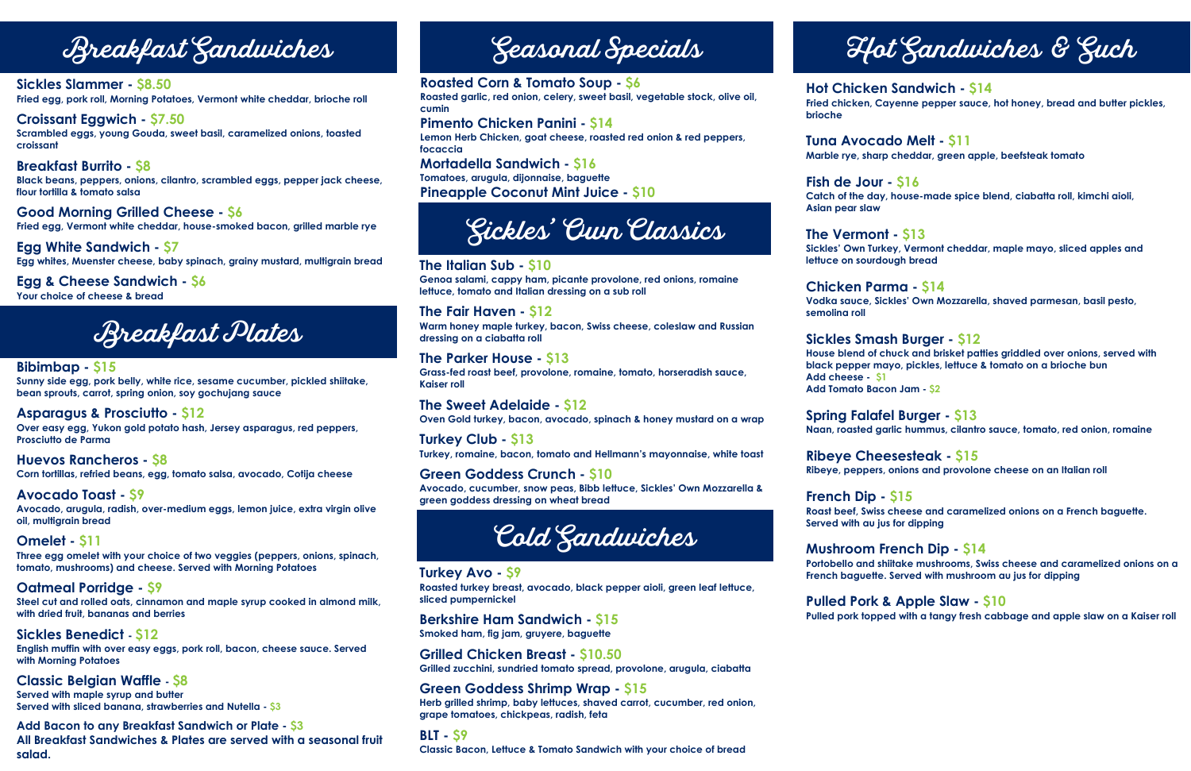## Breakfast Sandwiches

**Sickles Slammer - $8.50**
Fried egg, pork roll, Morning Potatoes, Vermont white cheddar, brioche roll

**Croissant Eggwich - $7.50**
Scrambled eggs, young Gouda, sweet basil, caramelized onions, toasted croissant

**Breakfast Burrito - $8**
Black beans, peppers, onions, cilantro, scrambled eggs, pepper jack cheese, flour tortilla & tomato salsa

**Good Morning Grilled Cheese - $6**
Fried egg, Vermont white cheddar, house-smoked bacon, grilled marble rye

**Egg White Sandwich - $7**
Egg whites, Muenster cheese, baby spinach, grainy mustard, multigrain bread

**Egg & Cheese Sandwich - $6**
Your choice of cheese & bread

## Breakfast Plates

**Bibimbap - $15**
Sunny side egg, pork belly, white rice, sesame cucumber, pickled shiitake, bean sprouts, carrot, spring onion, soy gochujang sauce

**Asparagus & Prosciutto - $12**
Over easy egg, Yukon gold potato hash, Jersey asparagus, red peppers, Prosciutto de Parma

**Huevos Rancheros - $8**
Corn tortillas, refried beans, egg, tomato salsa, avocado, Cotija cheese

**Avocado Toast - $9**
Avocado, arugula, radish, over-medium eggs, lemon juice, extra virgin olive oil, multigrain bread

**Omelet - $11**
Three egg omelet with your choice of two veggies (peppers, onions, spinach, tomato, mushrooms) and cheese. Served with Morning Potatoes

**Oatmeal Porridge - $9**
Steel cut and rolled oats, cinnamon and maple syrup cooked in almond milk, with dried fruit, bananas and berries

**Sickles Benedict - $12**
English muffin with over easy eggs, pork roll, bacon, cheese sauce. Served with Morning Potatoes

**Classic Belgian Waffle - $8**
Served with maple syrup and butter
Served with sliced banana, strawberries and Nutella - $3

**Add Bacon to any Breakfast Sandwich or Plate - $3**
**All Breakfast Sandwiches & Plates are served with a seasonal fruit salad.**

## Seasonal Specials

**Roasted Corn & Tomato Soup - $6**
Roasted garlic, red onion, celery, sweet basil, vegetable stock, olive oil, cumin

**Pimento Chicken Panini - $14**
Lemon Herb Chicken, goat cheese, roasted red onion & red peppers, focaccia

**Mortadella Sandwich - $16**
Tomatoes, arugula, dijonnaise, baguette

**Pineapple Coconut Mint Juice - $10**

## Sickles' Own Classics

**The Italian Sub - $10**
Genoa salami, cappy ham, picante provolone, red onions, romaine lettuce, tomato and Italian dressing on a sub roll

**The Fair Haven - $12**
Warm honey maple turkey, bacon, Swiss cheese, coleslaw and Russian dressing on a ciabatta roll

**The Parker House - $13**
Grass-fed roast beef, provolone, romaine, tomato, horseradish sauce, Kaiser roll

**The Sweet Adelaide - $12**
Oven Gold turkey, bacon, avocado, spinach & honey mustard on a wrap

**Turkey Club - $13**
Turkey, romaine, bacon, tomato and Hellmann's mayonnaise, white toast

**Green Goddess Crunch - $10**
Avocado, cucumber, snow peas, Bibb lettuce, Sickles' Own Mozzarella & green goddess dressing on wheat bread

## Cold Sandwiches

**Turkey Avo - $9**
Roasted turkey breast, avocado, black pepper aioli, green leaf lettuce, sliced pumpernickel

**Berkshire Ham Sandwich - $15**
Smoked ham, fig jam, gruyere, baguette

**Grilled Chicken Breast - $10.50**
Grilled zucchini, sundried tomato spread, provolone, arugula, ciabatta

**Green Goddess Shrimp Wrap - $15**
Herb grilled shrimp, baby lettuces, shaved carrot, cucumber, red onion, grape tomatoes, chickpeas, radish, feta

**BLT - $9**
Classic Bacon, Lettuce & Tomato Sandwich with your choice of bread

## Hot Sandwiches & Such

**Hot Chicken Sandwich - $14**
Fried chicken, Cayenne pepper sauce, hot honey, bread and butter pickles, brioche

**Tuna Avocado Melt - $11**
Marble rye, sharp cheddar, green apple, beefsteak tomato

**Fish de Jour - $16**
Catch of the day, house-made spice blend, ciabatta roll, kimchi aioli, Asian pear slaw

**The Vermont - $13**
Sickles' Own Turkey, Vermont cheddar, maple mayo, sliced apples and lettuce on sourdough bread

**Chicken Parma - $14**
Vodka sauce, Sickles' Own Mozzarella, shaved parmesan, basil pesto, semolina roll

**Sickles Smash Burger - $12**
House blend of chuck and brisket patties griddled over onions, served with black pepper mayo, pickles, lettuce & tomato on a brioche bun
Add cheese - $1
Add Tomato Bacon Jam - $2

**Spring Falafel Burger - $13**
Naan, roasted garlic hummus, cilantro sauce, tomato, red onion, romaine

**Ribeye Cheesesteak - $15**
Ribeye, peppers, onions and provolone cheese on an Italian roll

**French Dip - $15**
Roast beef, Swiss cheese and caramelized onions on a French baguette. Served with au jus for dipping

**Mushroom French Dip - $14**
Portobello and shiitake mushrooms, Swiss cheese and caramelized onions on a French baguette. Served with mushroom au jus for dipping

**Pulled Pork & Apple Slaw - $10**
Pulled pork topped with a tangy fresh cabbage and apple slaw on a Kaiser roll